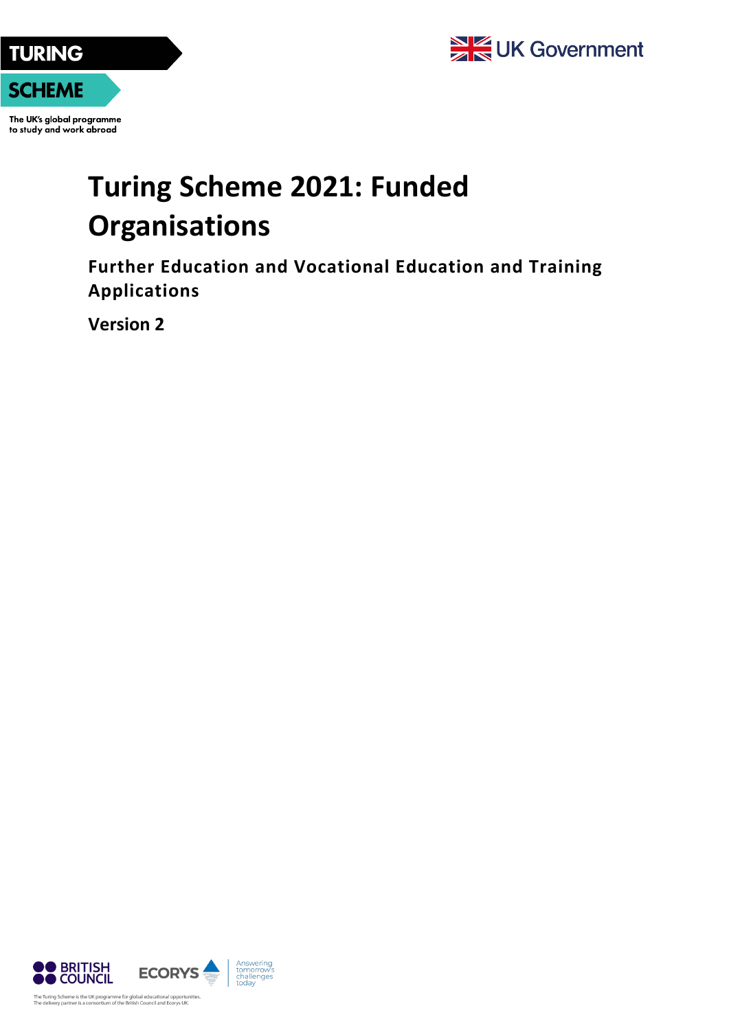TURING SCHEME

The UK's global programme to study and work abroad

UK Government

# Turing Scheme 2021: Funded Organisations

## Further Education and Vocational Education and Training Applications

**Version 2**

BRITISH COUNCIL

ECORYS Answering tomorrow's challenges today

The Turing Scheme is the UK programme for global educational opportunities.
The delivery partner is a consortium of the British Council and Ecorys UK.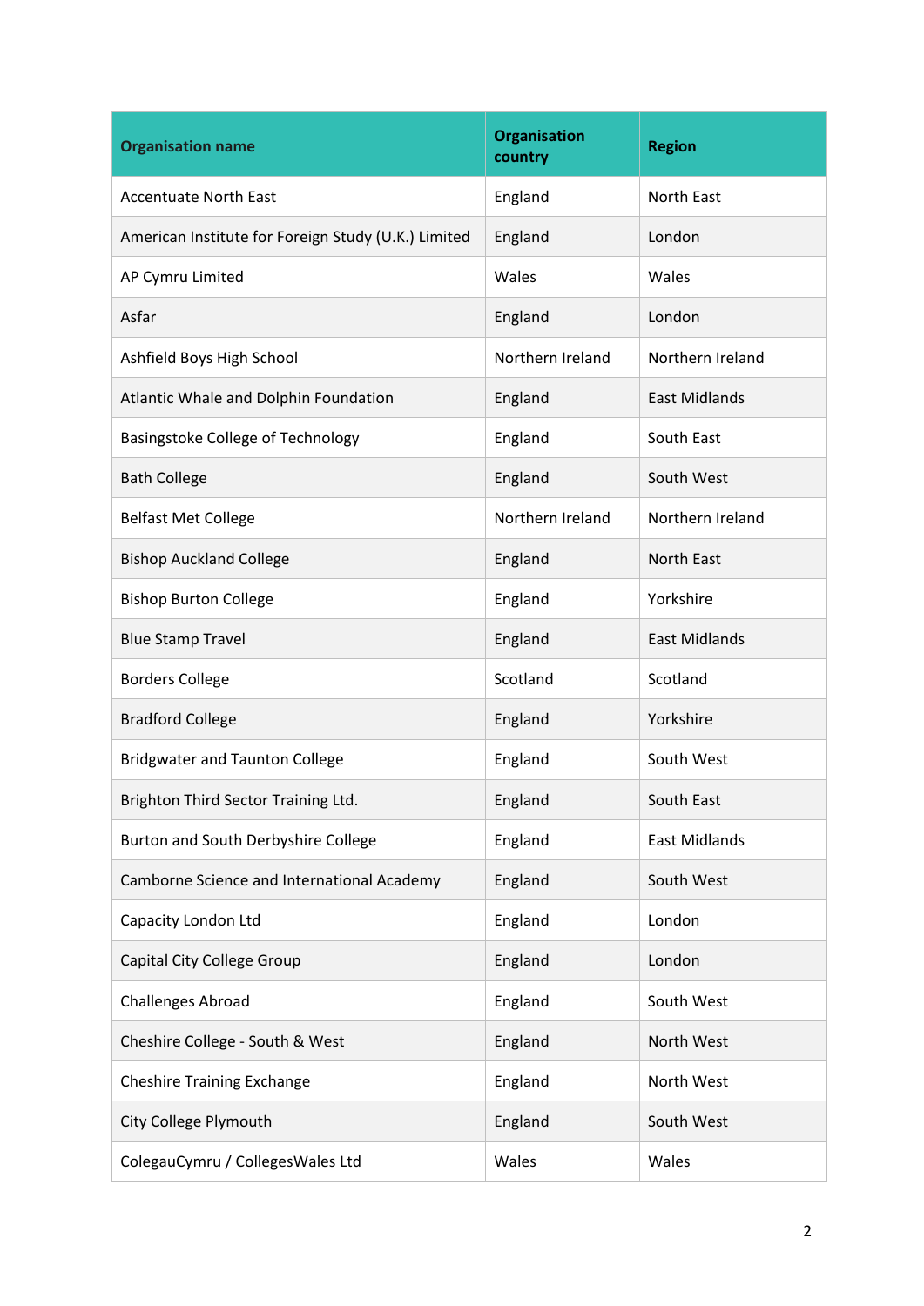| Organisation name | Organisation country | Region |
| --- | --- | --- |
| Accentuate North East | England | North East |
| American Institute for Foreign Study (U.K.) Limited | England | London |
| AP Cymru Limited | Wales | Wales |
| Asfar | England | London |
| Ashfield Boys High School | Northern Ireland | Northern Ireland |
| Atlantic Whale and Dolphin Foundation | England | East Midlands |
| Basingstoke College of Technology | England | South East |
| Bath College | England | South West |
| Belfast Met College | Northern Ireland | Northern Ireland |
| Bishop Auckland College | England | North East |
| Bishop Burton College | England | Yorkshire |
| Blue Stamp Travel | England | East Midlands |
| Borders College | Scotland | Scotland |
| Bradford College | England | Yorkshire |
| Bridgwater and Taunton College | England | South West |
| Brighton Third Sector Training Ltd. | England | South East |
| Burton and South Derbyshire College | England | East Midlands |
| Camborne Science and International Academy | England | South West |
| Capacity London Ltd | England | London |
| Capital City College Group | England | London |
| Challenges Abroad | England | South West |
| Cheshire College - South & West | England | North West |
| Cheshire Training Exchange | England | North West |
| City College Plymouth | England | South West |
| ColegauCymru / CollegesWales Ltd | Wales | Wales |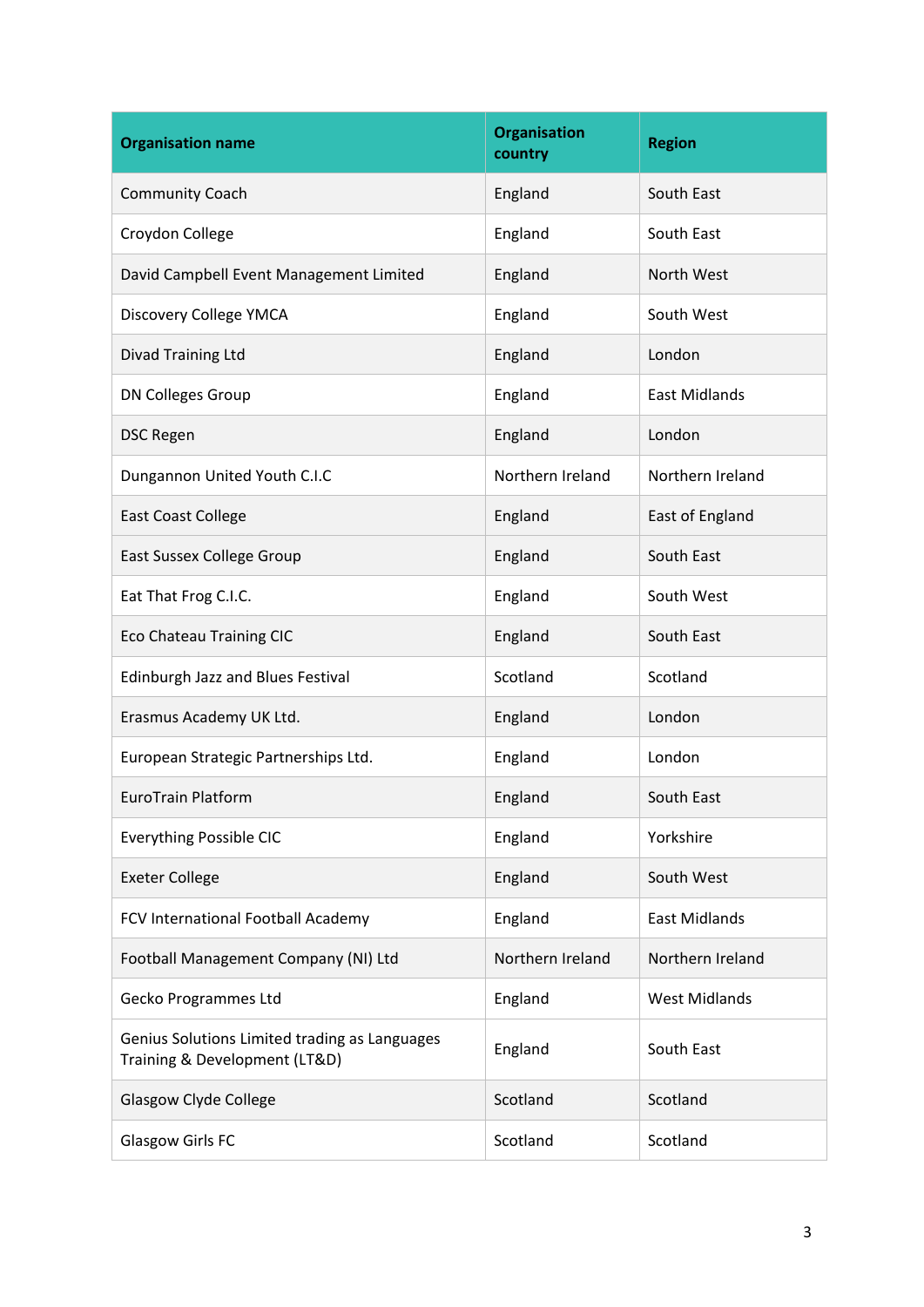| Organisation name | Organisation country | Region |
|---|---|---|
| Community Coach | England | South East |
| Croydon College | England | South East |
| David Campbell Event Management Limited | England | North West |
| Discovery College YMCA | England | South West |
| Divad Training Ltd | England | London |
| DN Colleges Group | England | East Midlands |
| DSC Regen | England | London |
| Dungannon United Youth C.I.C | Northern Ireland | Northern Ireland |
| East Coast College | England | East of England |
| East Sussex College Group | England | South East |
| Eat That Frog C.I.C. | England | South West |
| Eco Chateau Training CIC | England | South East |
| Edinburgh Jazz and Blues Festival | Scotland | Scotland |
| Erasmus Academy UK Ltd. | England | London |
| European Strategic Partnerships Ltd. | England | London |
| EuroTrain Platform | England | South East |
| Everything Possible CIC | England | Yorkshire |
| Exeter College | England | South West |
| FCV International Football Academy | England | East Midlands |
| Football Management Company (NI) Ltd | Northern Ireland | Northern Ireland |
| Gecko Programmes Ltd | England | West Midlands |
| Genius Solutions Limited trading as Languages Training & Development (LT&D) | England | South East |
| Glasgow Clyde College | Scotland | Scotland |
| Glasgow Girls FC | Scotland | Scotland |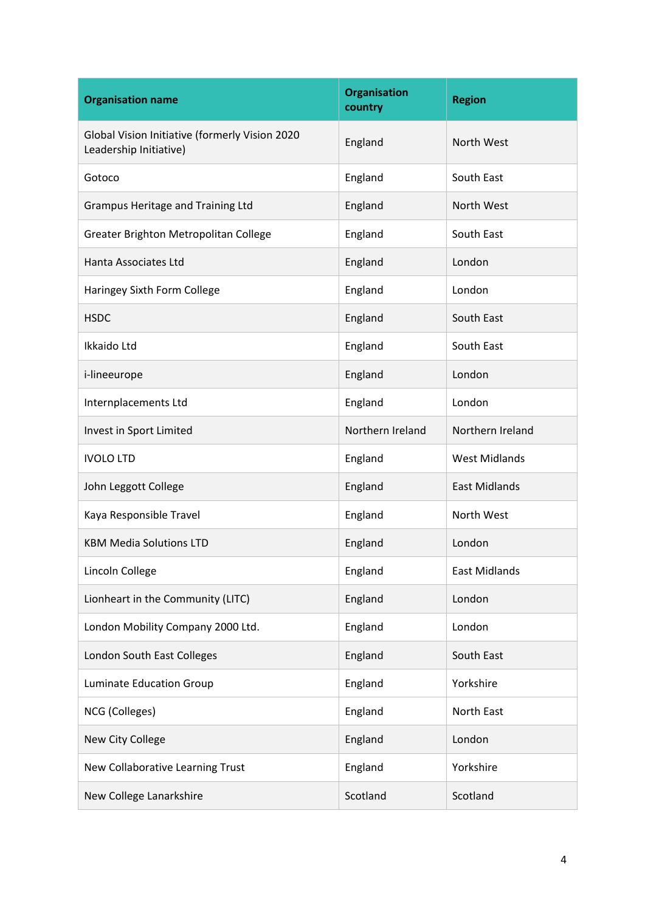| Organisation name | Organisation country | Region |
| --- | --- | --- |
| Global Vision Initiative (formerly Vision 2020 Leadership Initiative) | England | North West |
| Gotoco | England | South East |
| Grampus Heritage and Training Ltd | England | North West |
| Greater Brighton Metropolitan College | England | South East |
| Hanta Associates Ltd | England | London |
| Haringey Sixth Form College | England | London |
| HSDC | England | South East |
| Ikkaido Ltd | England | South East |
| i-lineeurope | England | London |
| Internplacements Ltd | England | London |
| Invest in Sport Limited | Northern Ireland | Northern Ireland |
| IVOLO LTD | England | West Midlands |
| John Leggott College | England | East Midlands |
| Kaya Responsible Travel | England | North West |
| KBM Media Solutions LTD | England | London |
| Lincoln College | England | East Midlands |
| Lionheart in the Community (LITC) | England | London |
| London Mobility Company 2000 Ltd. | England | London |
| London South East Colleges | England | South East |
| Luminate Education Group | England | Yorkshire |
| NCG (Colleges) | England | North East |
| New City College | England | London |
| New Collaborative Learning Trust | England | Yorkshire |
| New College Lanarkshire | Scotland | Scotland |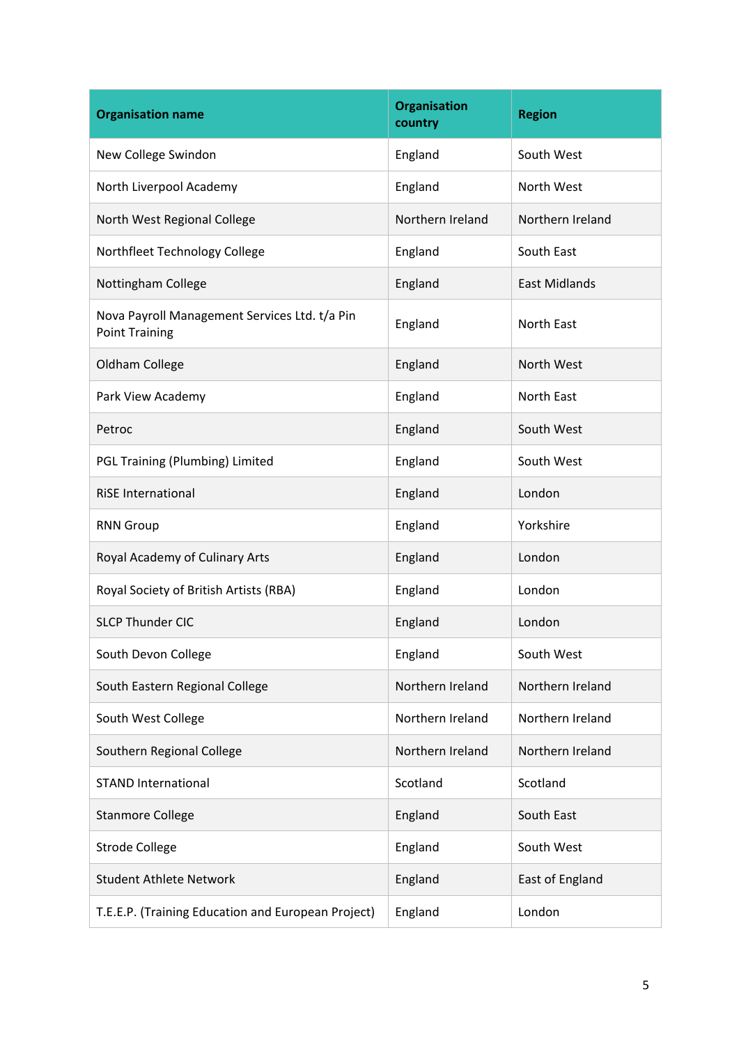| Organisation name | Organisation country | Region |
|---|---|---|
| New College Swindon | England | South West |
| North Liverpool Academy | England | North West |
| North West Regional College | Northern Ireland | Northern Ireland |
| Northfleet Technology College | England | South East |
| Nottingham College | England | East Midlands |
| Nova Payroll Management Services Ltd. t/a Pin Point Training | England | North East |
| Oldham College | England | North West |
| Park View Academy | England | North East |
| Petroc | England | South West |
| PGL Training (Plumbing) Limited | England | South West |
| RiSE International | England | London |
| RNN Group | England | Yorkshire |
| Royal Academy of Culinary Arts | England | London |
| Royal Society of British Artists (RBA) | England | London |
| SLCP Thunder CIC | England | London |
| South Devon College | England | South West |
| South Eastern Regional College | Northern Ireland | Northern Ireland |
| South West College | Northern Ireland | Northern Ireland |
| Southern Regional College | Northern Ireland | Northern Ireland |
| STAND International | Scotland | Scotland |
| Stanmore College | England | South East |
| Strode College | England | South West |
| Student Athlete Network | England | East of England |
| T.E.E.P. (Training Education and European Project) | England | London |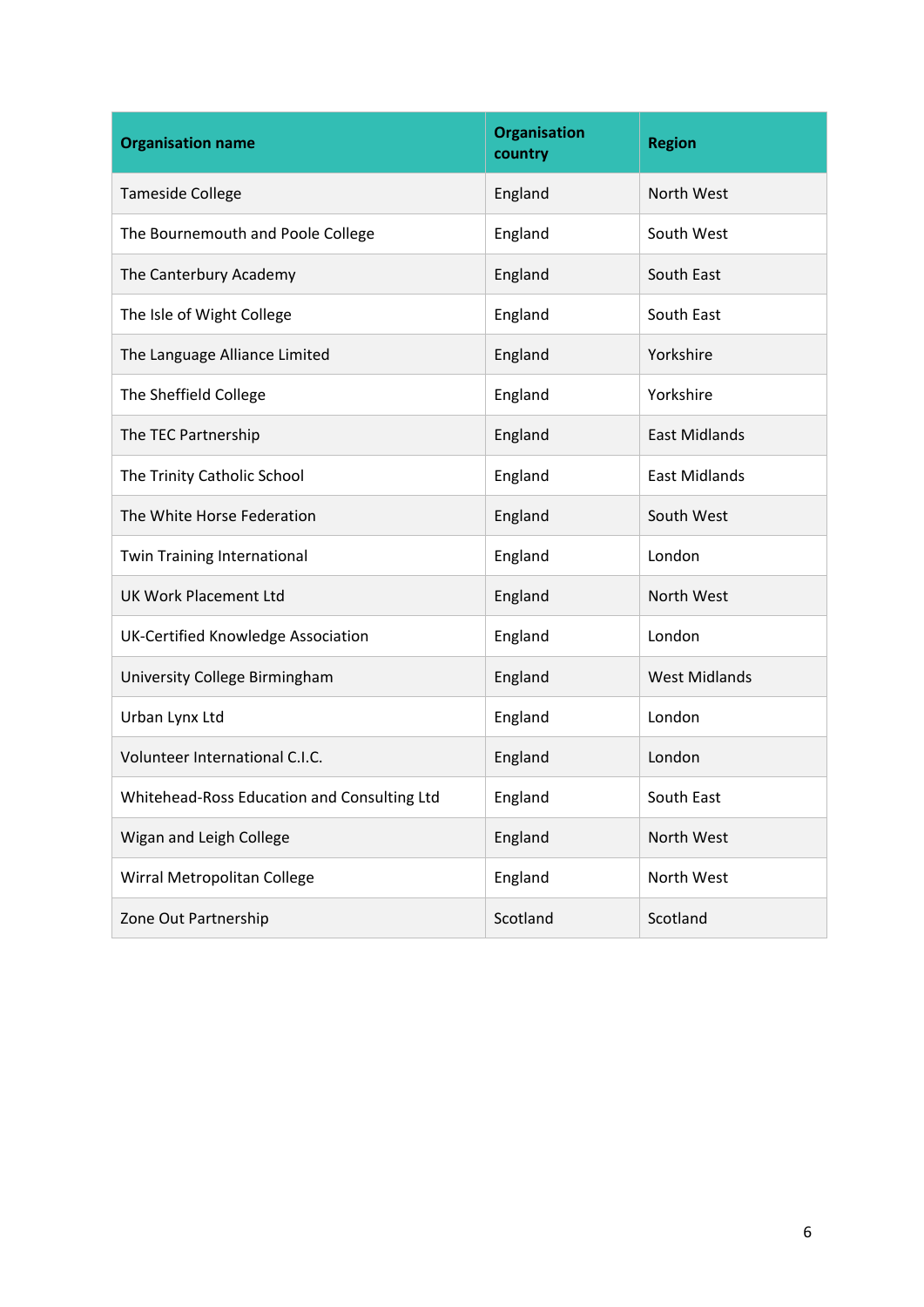| Organisation name | Organisation country | Region |
|---|---|---|
| Tameside College | England | North West |
| The Bournemouth and Poole College | England | South West |
| The Canterbury Academy | England | South East |
| The Isle of Wight College | England | South East |
| The Language Alliance Limited | England | Yorkshire |
| The Sheffield College | England | Yorkshire |
| The TEC Partnership | England | East Midlands |
| The Trinity Catholic School | England | East Midlands |
| The White Horse Federation | England | South West |
| Twin Training International | England | London |
| UK Work Placement Ltd | England | North West |
| UK-Certified Knowledge Association | England | London |
| University College Birmingham | England | West Midlands |
| Urban Lynx Ltd | England | London |
| Volunteer International C.I.C. | England | London |
| Whitehead-Ross Education and Consulting Ltd | England | South East |
| Wigan and Leigh College | England | North West |
| Wirral Metropolitan College | England | North West |
| Zone Out Partnership | Scotland | Scotland |